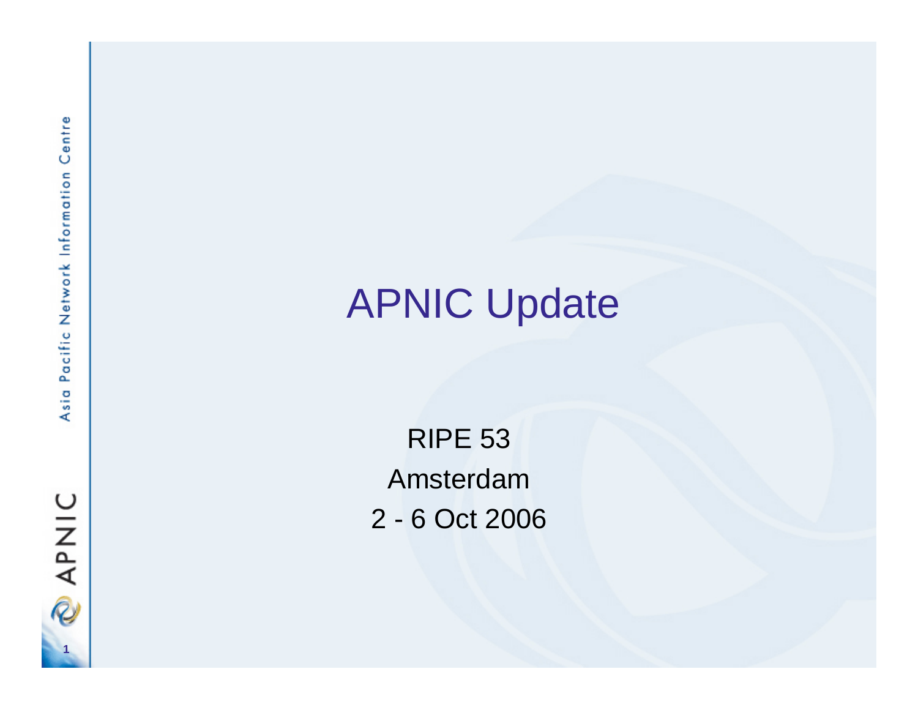# APNIC Update

RIPE 53

Amsterdam

2 - 6 Oct 2006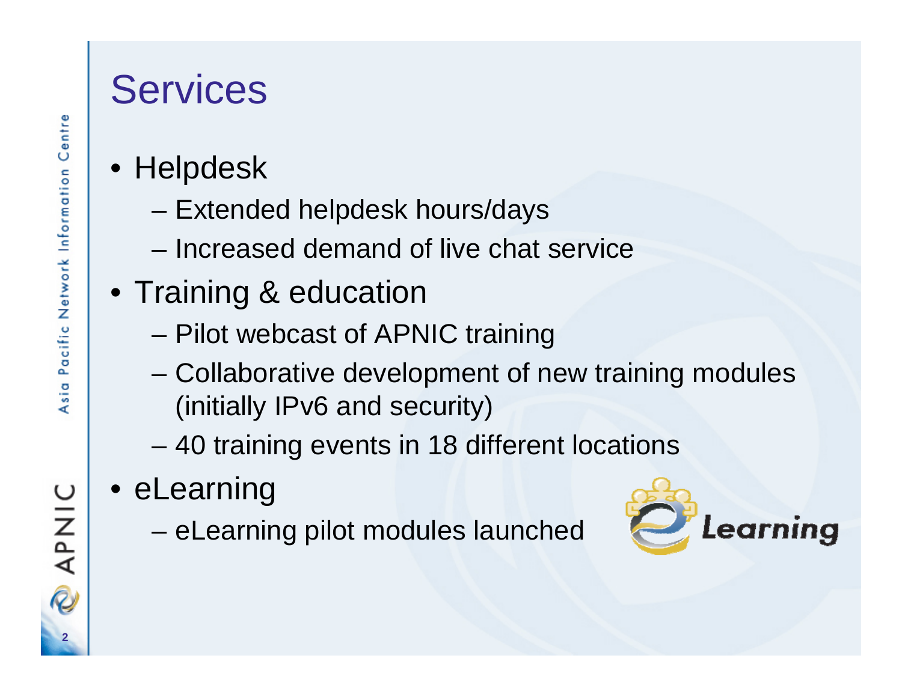# Services

- Helpdesk
  - Extended helpdesk hours/days
  - Increased demand of live chat service
- Training & education
  - Pilot webcast of APNIC training
  - Collaborative development of new training modules (initially IPv6 and security)
  - 40 training events in 18 different locations
- eLearning
  - eLearning pilot modules launched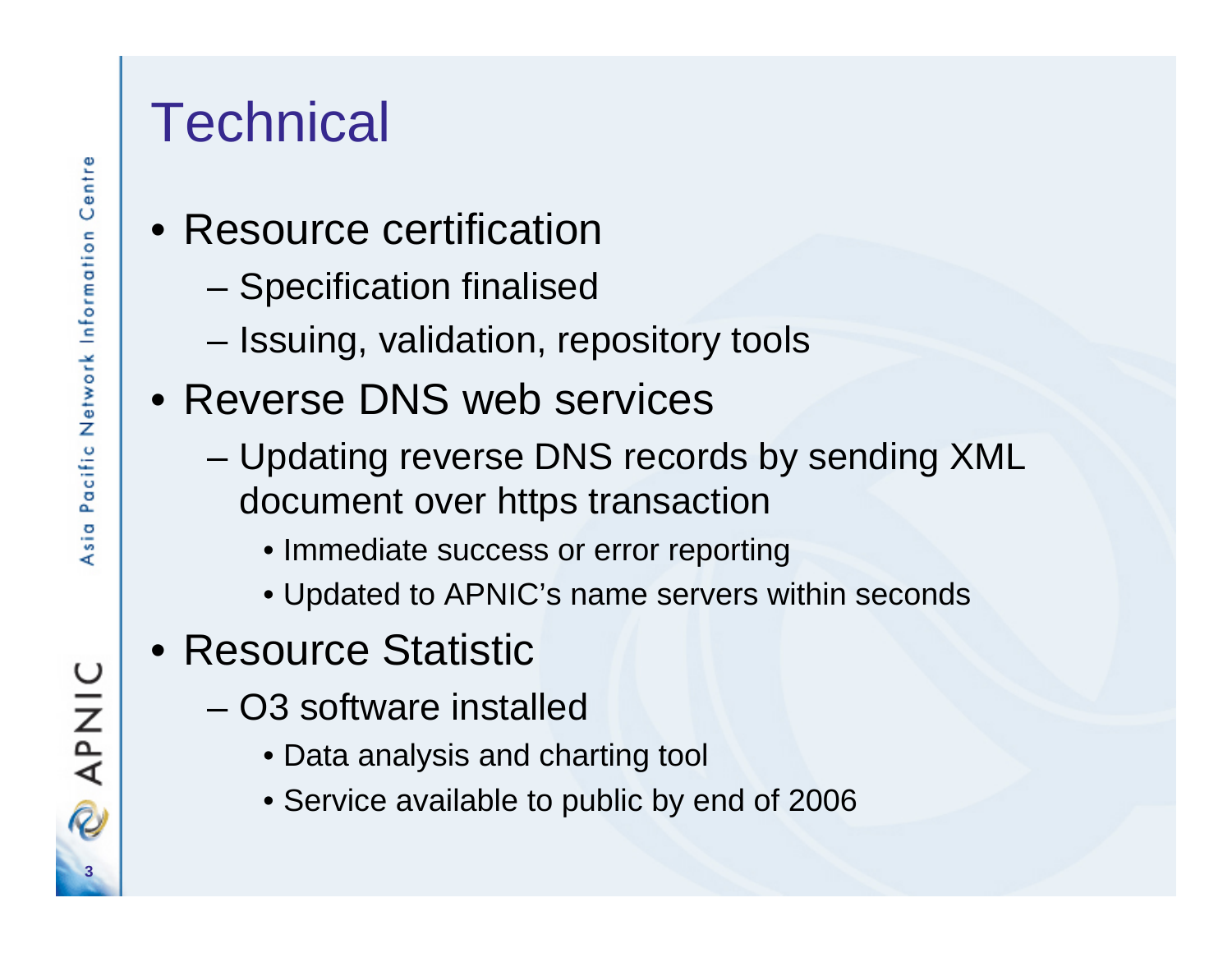# Technical

- Resource certification
  - Specification finalised
  - Issuing, validation, repository tools
- Reverse DNS web services
  - Updating reverse DNS records by sending XML document over https transaction
    - Immediate success or error reporting
    - Updated to APNIC's name servers within seconds
- Resource Statistic
  - O3 software installed
    - Data analysis and charting tool
    - Service available to public by end of 2006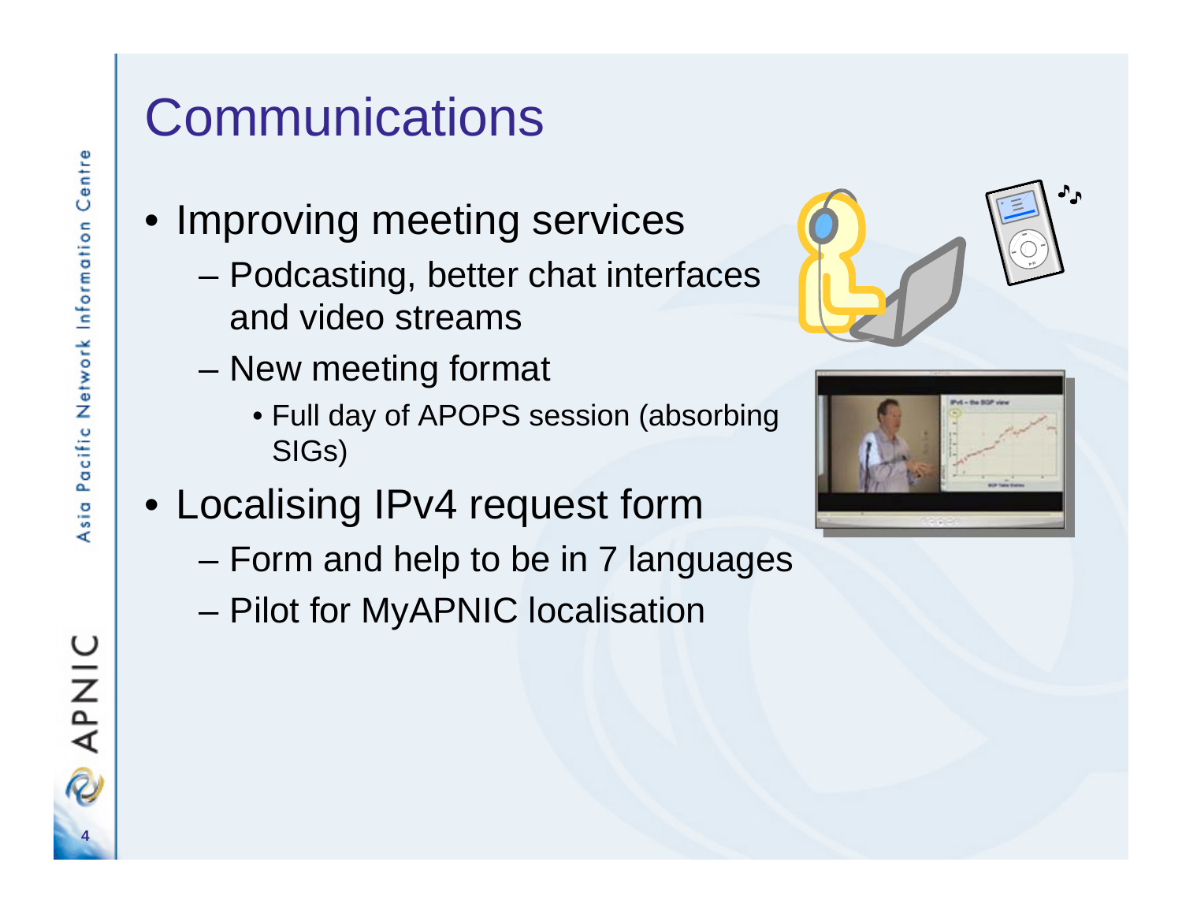# Communications

- Improving meeting services
  - Podcasting, better chat interfaces and video streams
  - New meeting format
    - Full day of APOPS session (absorbing SIGs)
- Localising IPv4 request form
  - Form and help to be in 7 languages
  - Pilot for MyAPNIC localisation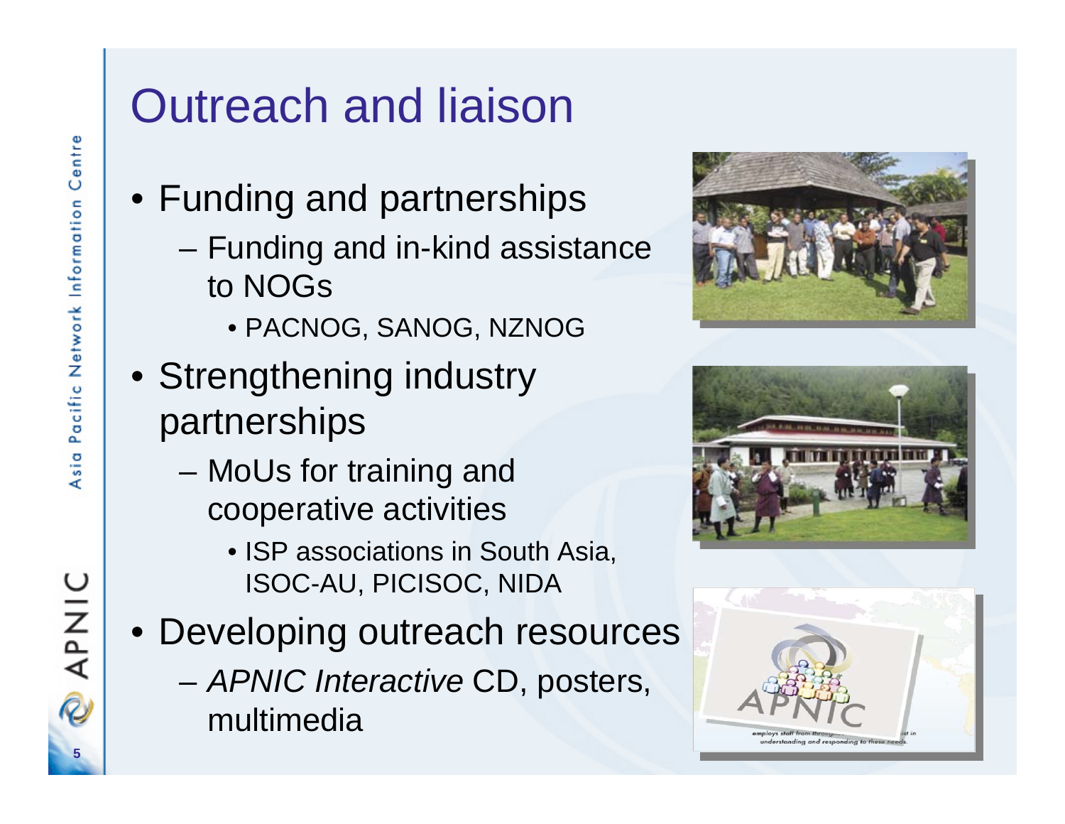# Outreach and liaison

- Funding and partnerships
  - Funding and in-kind assistance to NOGs
    - PACNOG, SANOG, NZNOG
- Strengthening industry partnerships
  - MoUs for training and cooperative activities
    - ISP associations in South Asia, ISOC-AU, PICISOC, NIDA
- Developing outreach resources
  - *APNIC Interactive* CD, posters, multimedia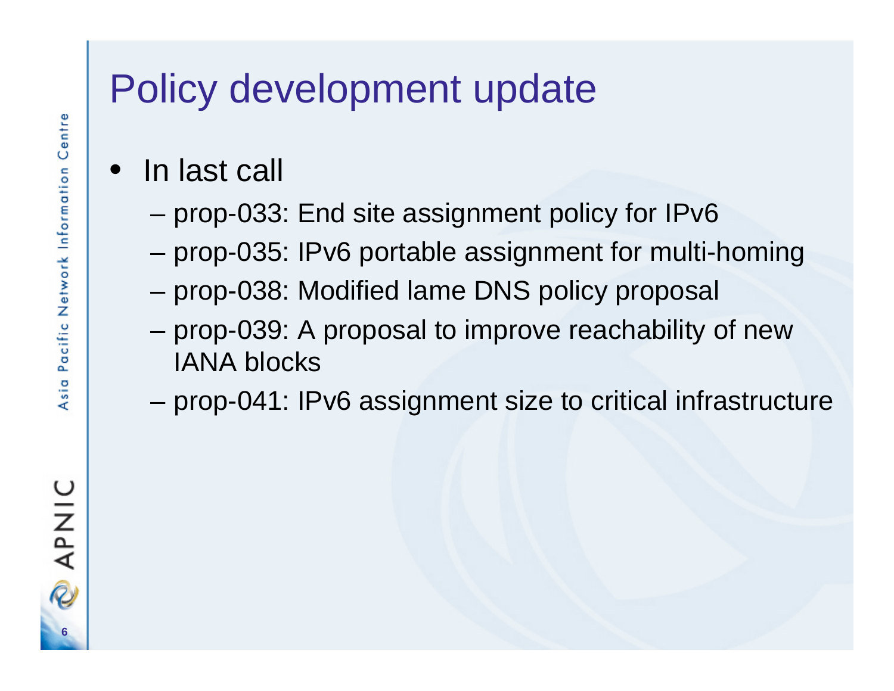# Policy development update

- In last call
  - prop-033: End site assignment policy for IPv6
  - prop-035: IPv6 portable assignment for multi-homing
  - prop-038: Modified lame DNS policy proposal
  - prop-039: A proposal to improve reachability of new IANA blocks
  - prop-041: IPv6 assignment size to critical infrastructure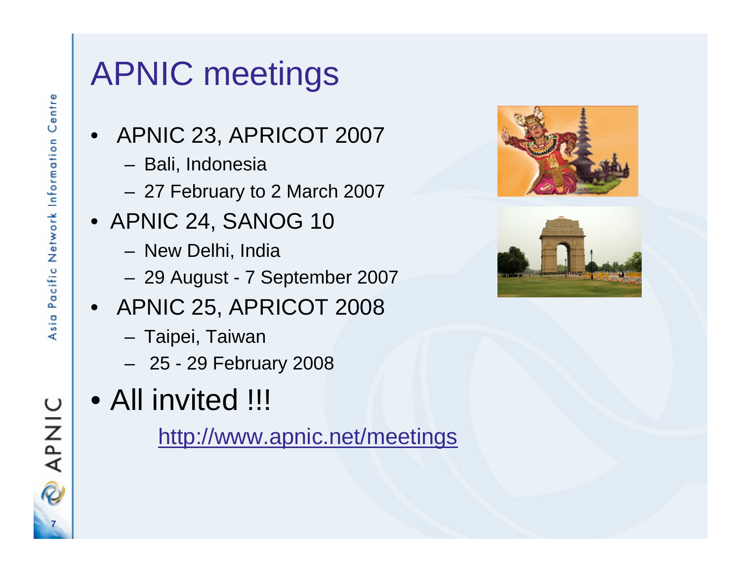# APNIC meetings

- APNIC 23, APRICOT 2007
  - Bali, Indonesia
  - 27 February to 2 March 2007
- APNIC 24, SANOG 10
  - New Delhi, India
  - 29 August - 7 September 2007
- APNIC 25, APRICOT 2008
  - Taipei, Taiwan
  - 25 - 29 February 2008
- All invited !!!

  http://www.apnic.net/meetings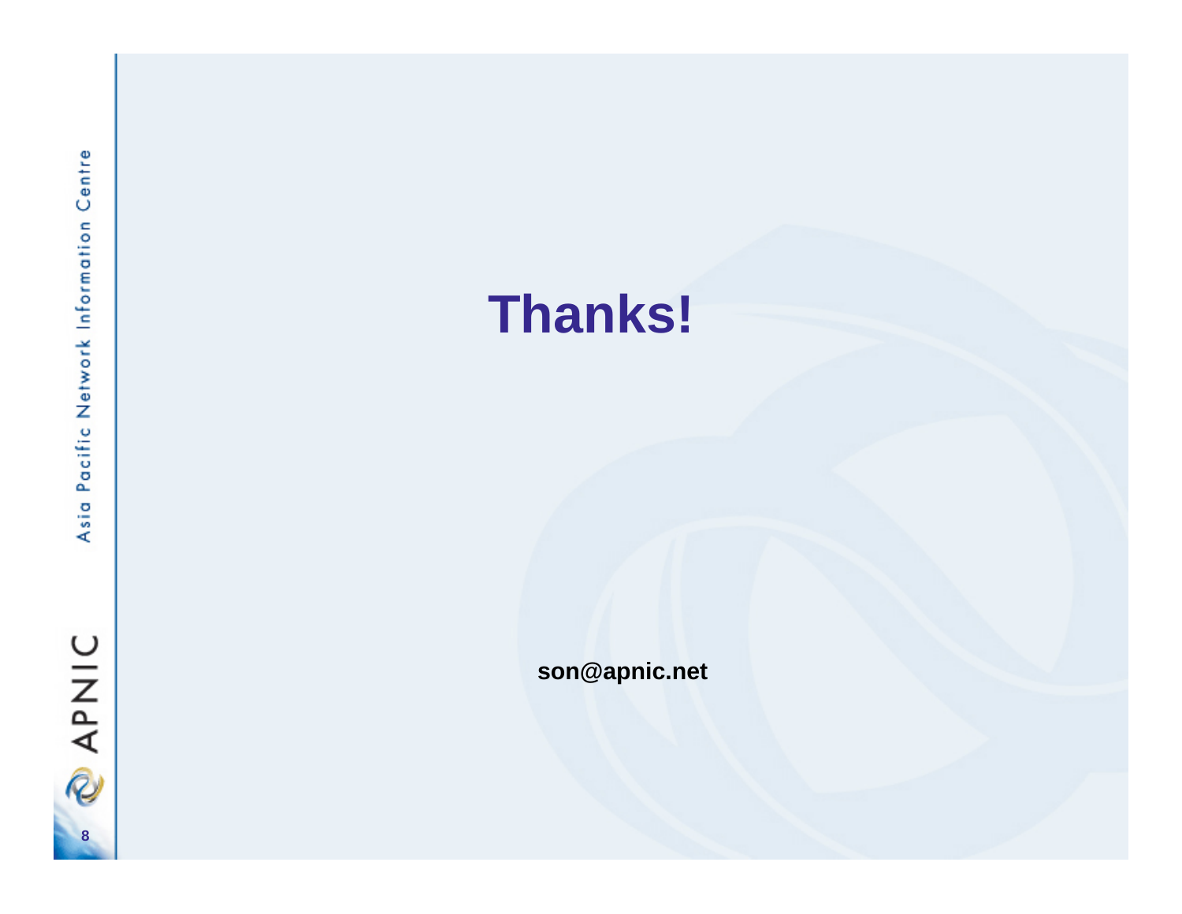# Thanks!

**son@apnic.net**